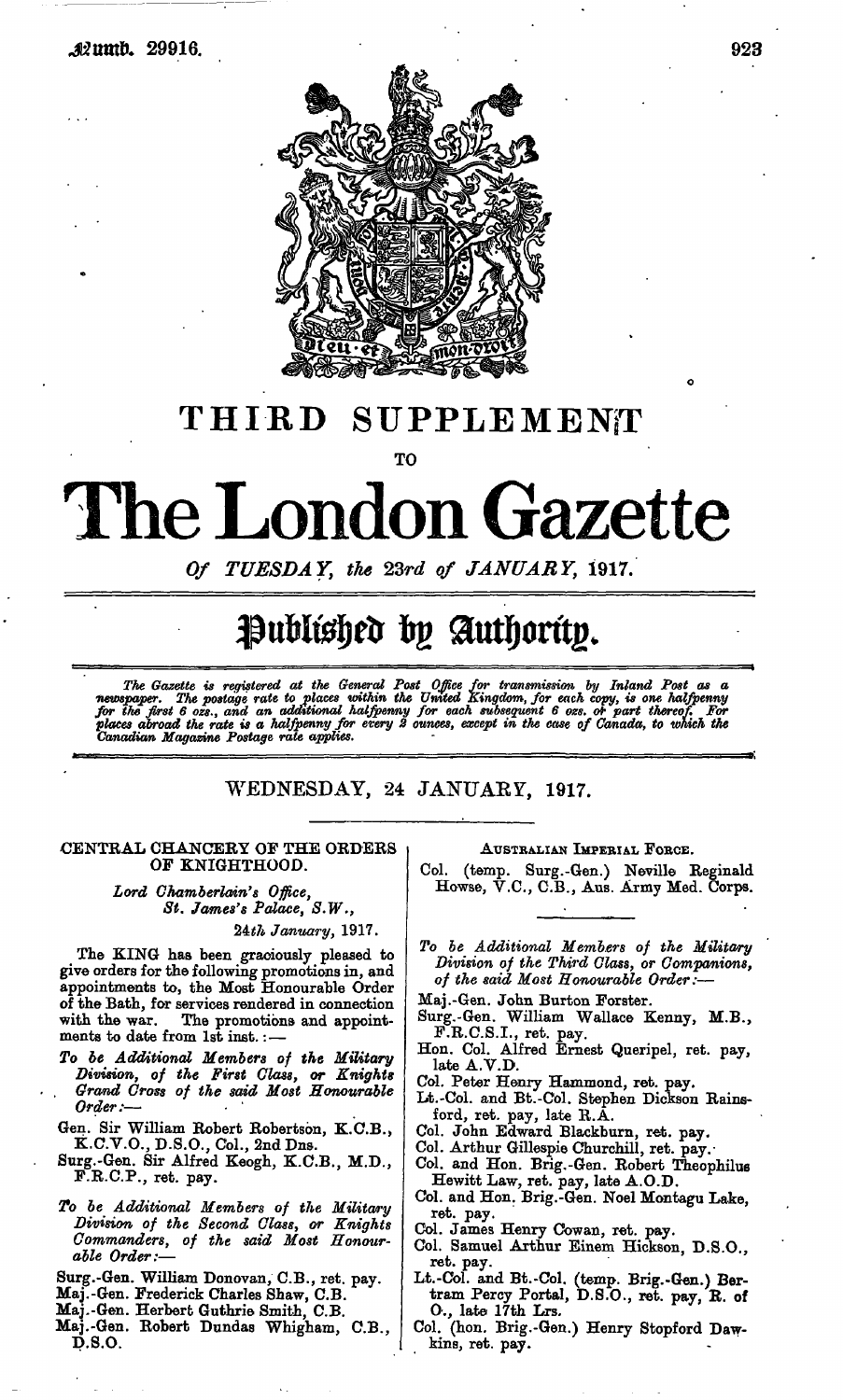# THIRD SUPPLEMENT

TO

# The London Gazette

Of TUESDAY, the 23rd of JANUARY, 1917.

## Published by Authority.

*The Gazette is registered at the General Post Office for transmission by Inland Post as a newspaper. The postage rate to places within the United Kingdom, for each copy, is one halfpenny for the first 6 ozs., and an additional halfpenny for each subsequent 6 ozs. or part thereof. For places abroad the rate is a halfpenny for every 2 ounces, except in the case of Canada, to which the Canadian Magazine Postage rate applies.*

WEDNESDAY, 24 JANUARY, 1917.

### CENTRAL CHANCERY OF THE ORDERS OF KNIGHTHOOD.

*Lord Chamberlain's Office,*
*St. James's Palace, S.W.,*
*24th January, 1917.*

The KING has been graciously pleased to give orders for the following promotions in, and appointments to, the Most Honourable Order of the Bath, for services rendered in connection with the war. The promotions and appointments to date from 1st inst.:—

*To be Additional Members of the Military Division, of the First Class, or Knights Grand Cross of the said Most Honourable Order:—*

Gen. Sir William Robert Robertson, K.C.B., K.C.V.O., D.S.O., Col., 2nd Dns.
Surg.-Gen. Sir Alfred Keogh, K.C.B., M.D., F.R.C.P., ret. pay.

*To be Additional Members of the Military Division of the Second Class, or Knights Commanders, of the said Most Honourable Order:—*

Surg.-Gen. William Donovan, C.B., ret. pay.
Maj.-Gen. Frederick Charles Shaw, C.B.
Maj.-Gen. Herbert Guthrie Smith, C.B.
Maj.-Gen. Robert Dundas Whigham, C.B., D.S.O.

AUSTRALIAN IMPERIAL FORCE.

Col. (temp. Surg.-Gen.) Neville Reginald Howse, V.C., C.B., Aus. Army Med. Corps.

*To be Additional Members of the Military Division of the Third Class, or Companions, of the said Most Honourable Order:—*

Maj.-Gen. John Burton Forster.
Surg.-Gen. William Wallace Kenny, M.B., F.R.C.S.I., ret. pay.
Hon. Col. Alfred Ernest Queripel, ret. pay, late A.V.D.
Col. Peter Henry Hammond, ret. pay.
Lt.-Col. and Bt.-Col. Stephen Dickson Rainsford, ret. pay, late R.A.
Col. John Edward Blackburn, ret. pay.
Col. Arthur Gillespie Churchill, ret. pay.
Col. and Hon. Brig.-Gen. Robert Theophilus Hewitt Law, ret. pay, late A.O.D.
Col. and Hon. Brig.-Gen. Noel Montagu Lake, ret. pay.
Col. James Henry Cowan, ret. pay.
Col. Samuel Arthur Einem Hickson, D.S.O., ret. pay.
Lt.-Col. and Bt.-Col. (temp. Brig.-Gen.) Bertram Percy Portal, D.S.O., ret. pay, R. of O., late 17th Lrs.
Col. (hon. Brig.-Gen.) Henry Stopford Dawkins, ret. pay.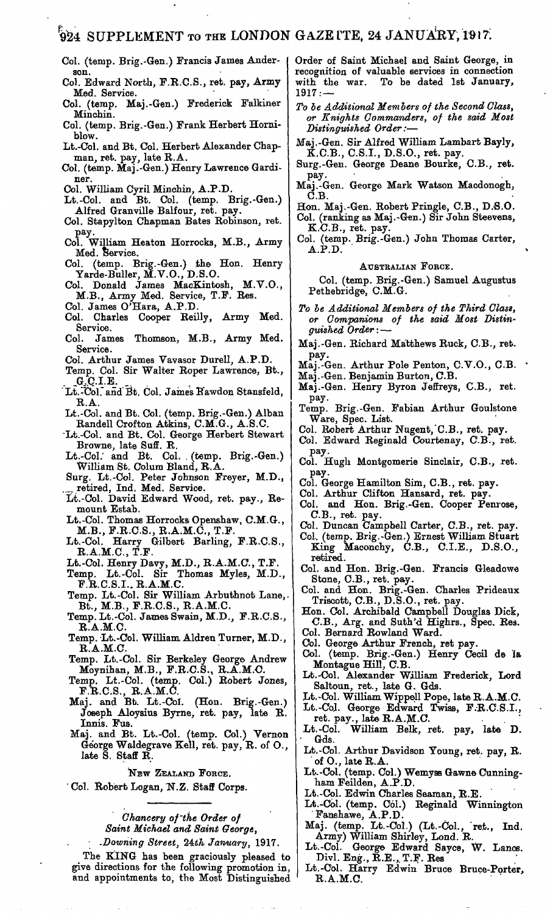Col. (temp. Brig.-Gen.) Francis James Anderson.

Col. Edward North, F.R.C.S., ret. pay, Army Med. Service.

Col. (temp. Maj.-Gen.) Frederick Falkiner Minchin.

Col. (temp. Brig.-Gen.) Frank Herbert Horniblow.

Lt.-Col. and Bt. Col. Herbert Alexander Chapman, ret. pay, late R.A.

Col. (temp. Maj.-Gen.) Henry Lawrence Gardiner.

Col. William Cyril Minchin, A.P.D.

Lt.-Col. and Bt. Col. (temp. Brig.-Gen.) Alfred Granville Balfour, ret. pay.

Col. Stapylton Chapman Bates Robinson, ret. pay.

Col. William Heaton Horrocks, M.B., Army Med. Service.

Col. (temp. Brig.-Gen.) the Hon. Henry Yarde-Buller, M.V.O., D.S.O.

Col. Donald James MacKintosh, M.V.O., M.B., Army Med. Service, T.F. Res.

Col. James O'Hara, A.P.D.

Col. Charles Cooper Reilly, Army Med. Service.

Col. James Thomson, M.B., Army Med. Service.

Col. Arthur James Vavasor Durell, A.P.D.

Temp. Col. Sir Walter Roper Lawrence, Bt., G.C.I.E.

Lt.-Col. and Bt. Col. James Rawdon Stansfeld, R.A.

Lt.-Col. and Bt. Col. (temp. Brig.-Gen.) Alban Randell Crofton Atkins, C.M.G., A.S.C.

Lt.-Col. and Bt. Col. George Herbert Stewart Browne, late Suff. R.

Lt.-Col. and Bt. Col. (temp. Brig.-Gen.) William St. Colum Bland, R.A.

Surg. Lt.-Col. Peter Johnson Freyer, M.D., retired, Ind. Med. Service.

Lt.-Col. David Edward Wood, ret. pay., Remount Estab.

Lt.-Col. Thomas Horrocks Openshaw, C.M.G., M.B., F.R.C.S., R.A.M.C., T.F.

Lt.-Col. Harry Gilbert Barling, F.R.C.S., R.A.M.C., T.F.

Lt.-Col. Henry Davy, M.D., R.A.M.C., T.F.

Temp. Lt.-Col. Sir Thomas Myles, M.D., F.R.C.S.I., R.A.M.C.

Temp. Lt.-Col. Sir William Arbuthnot Lane, Bt., M.B., F.R.C.S., R.A.M.C.

Temp. Lt.-Col. James Swain, M.D., F.R.C.S., R.A.M.C.

Temp. Lt.-Col. William Aldren Turner, M.D., R.A.M.C.

Temp. Lt.-Col. Sir Berkeley George Andrew Moynihan, M.B., F.R.C.S., R.A.M.C.

Temp. Lt.-Col. (temp. Col.) Robert Jones, F.R.C.S., R.A.M.C.

Maj. and Bt. Lt.-Col. (Hon. Brig.-Gen.) Joseph Aloysius Byrne, ret. pay, late R. Innis. Fus.

Maj. and Bt. Lt.-Col. (temp. Col.) Vernon George Waldegrave Kell, ret. pay, R. of O., late S. Staff R.

NEW ZEALAND FORCE.

Col. Robert Logan, N.Z. Staff Corps.

---

*Chancery of the Order of Saint Michael and Saint George,*
*Downing Street, 24th January, 1917.*

The KING has been graciously pleased to give directions for the following promotion in, and appointments to, the Most Distinguished Order of Saint Michael and Saint George, in recognition of valuable services in connection with the war. To be dated 1st January, 1917:—

*To be Additional Members of the Second Class, or Knights Commanders, of the said Most Distinguished Order:—*

Maj.-Gen. Sir Alfred William Lambart Bayly, K.C.B., C.S.I., D.S.O., ret. pay.

Surg.-Gen. George Deane Bourke, C.B., ret. pay.

Maj.-Gen. George Mark Watson Macdonogh, C.B.

Hon. Maj.-Gen. Robert Pringle, C.B., D.S.O.

Col. (ranking as Maj.-Gen.) Sir John Steevens, K.C.B., ret. pay.

Col. (temp. Brig.-Gen.) John Thomas Carter, A.P.D.

AUSTRALIAN FORCE.

Col. (temp. Brig.-Gen.) Samuel Augustus Pethebridge, C.M.G.

*To be Additional Members of the Third Class, or Companions of the said Most Distinguished Order:—*

Maj.-Gen. Richard Matthews Ruck, C.B., ret. pay.

Maj.-Gen. Arthur Pole Penton, C.V.O., C.B.

Maj.-Gen. Benjamin Burton, C.B.

Maj.-Gen. Henry Byron Jeffreys, C.B., ret. pay.

Temp. Brig.-Gen. Fabian Arthur Goulstone Ware, Spec. List.

Col. Robert Arthur Nugent, C.B., ret. pay.

Col. Edward Reginald Courtenay, C.B., ret. pay.

Col. Hugh Montgomerie Sinclair, C.B., ret. pay.

Col. George Hamilton Sim, C.B., ret. pay.

Col. Arthur Clifton Hansard, ret. pay.

Col. and Hon. Brig.-Gen. Cooper Penrose, C.B., ret. pay.

Col. Duncan Campbell Carter, C.B., ret. pay.

Col. (temp. Brig.-Gen.) Ernest William Stuart King Maconchy, C.B., C.I.E., D.S.O., retired.

Col. and Hon. Brig.-Gen. Francis Gleadowe Stone, C.B., ret. pay.

Col. and Hon. Brig.-Gen. Charles Prideaux Triscott, C.B., D.S.O., ret. pay.

Hon. Col. Archibald Campbell Douglas Dick, C.B., Arg. and Suth'd Highrs., Spec. Res.

Col. Bernard Rowland Ward.

Col. George Arthur French, ret pay.

Col. (temp. Brig.-Gen.) Henry Cecil de la Montague Hill, C.B.

Lt.-Col. Alexander William Frederick, Lord Saltoun, ret., late G. Gds.

Lt.-Col. William Wippell Pope, late R.A.M.C.

Lt.-Col. George Edward Twiss, F.R.C.S.I., ret. pay., late R.A.M.C.

Lt.-Col. William Belk, ret. pay, late D. Gds.

Lt.-Col. Arthur Davidson Young, ret. pay, R. of O., late R.A.

Lt.-Col. (temp. Col.) Wemyss Gawne Cunningham Feilden, A.P.D.

Lt.-Col. Edwin Charles Seaman, R.E.

Lt.-Col. (temp. Col.) Reginald Winnington Fanshawe, A.P.D.

Maj. (temp. Lt.-Col.) (Lt.-Col., ret., Ind. Army) William Shirley, Lond. R.

Lt.-Col. George Edward Sayce, W. Lancs. Divl. Eng., R.E., T.F. Res

Lt.-Col. Harry Edwin Bruce Bruce-Porter, R.A.M.C.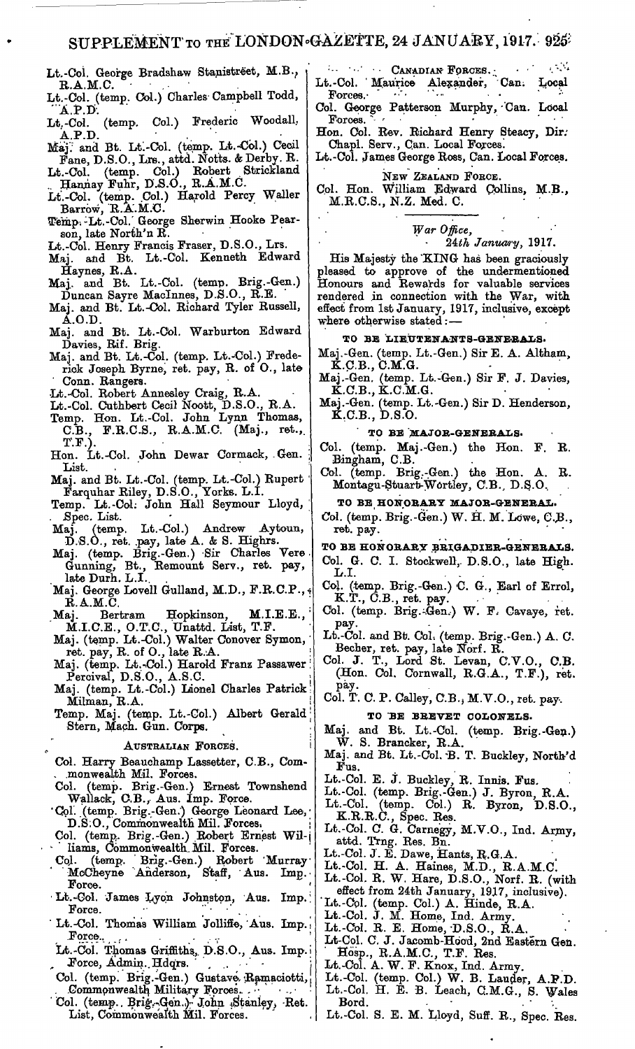Lt.-Col. George Bradshaw Stanistreet, M.B., R.A.M.C.

Lt.-Col. (temp. Col.) Charles Campbell Todd, A.P.D.

Lt.-Col. (temp. Col.) Frederic Woodall, A.P.D.

Maj. and Bt. Lt.-Col. (temp. Lt.-Col.) Cecil Fane, D.S.O., Lrs., attd. Notts. & Derby. R.

Lt.-Col. (temp. Col.) Robert Strickland Hannay Fuhr, D.S.O., R.A.M.C.

Lt.-Col. (temp. Col.) Harold Percy Waller Barrow, R.A.M.C.

Temp. Lt.-Col. George Sherwin Hooke Pearson, late North'n R.

Lt.-Col. Henry Francis Fraser, D.S.O., Lrs.

Maj. and Bt. Lt.-Col. Kenneth Edward Haynes, R.A.

Maj. and Bt. Lt.-Col. (temp. Brig.-Gen.) Duncan Sayre MacInnes, D.S.O., R.E.

Maj. and Bt. Lt.-Col. Richard Tyler Russell, A.O.D.

Maj. and Bt. Lt.-Col. Warburton Edward Davies, Rif. Brig.

Maj. and Bt. Lt.-Col. (temp. Lt.-Col.) Frederick Joseph Byrne, ret. pay, R. of O., late Conn. Rangers.

Lt.-Col. Robert Annesley Craig, R.A.

Lt.-Col. Cuthbert Cecil Noott, D.S.O., R.A.

Temp. Hon. Lt.-Col. John Lynn Thomas, C.B., F.R.C.S., R.A.M.C. (Maj., ret., T.F.).

Hon. Lt.-Col. John Dewar Cormack, Gen. List.

Maj. and Bt. Lt.-Col. (temp. Lt.-Col.) Rupert Farquhar Riley, D.S.O., Yorks. L.I.

Temp. Lt.-Col. John Hall Seymour Lloyd, Spec. List.

Maj. (temp. Lt.-Col.) Andrew Aytoun, D.S.O., ret. pay, late A. & S. Highrs.

Maj. (temp. Brig.-Gen.) Sir Charles Vere Gunning, Bt., Remount Serv., ret. pay, late Durh. L.I.

Maj. George Lovell Gulland, M.D., F.R.C.P., R.A.M.C.

Maj. Bertram Hopkinson, M.I.E.E., M.I.C.E., O.T.C., Unattd. List, T.F.

Maj. (temp. Lt.-Col.) Walter Conover Symon, ret. pay, R. of O., late R.A.

Maj. (temp. Lt.-Col.) Harold Franz Passawer Percival, D.S.O., A.S.C.

Maj. (temp. Lt.-Col.) Lionel Charles Patrick Milman, R.A.

Temp. Maj. (temp. Lt.-Col.) Albert Gerald Stern, Mach. Gun. Corps.

AUSTRALIAN FORCES.

Col. Harry Beauchamp Lassetter, C.B., Commonwealth Mil. Forces.

Col. (temp. Brig.-Gen.) Ernest Townshend Wallack, C.B., Aus. Imp. Force.

Col. (temp. Brig.-Gen.) George Leonard Lee, D.S.O., Commonwealth Mil. Forces.

Col. (temp. Brig.-Gen.) Robert Ernest Williams, Commonwealth Mil. Forces.

Col. (temp. Brig.-Gen.) Robert Murray McCheyne Anderson, Staff, Aus. Imp. Force.

Lt.-Col. James Lyon Johnston, Aus. Imp. Force.

Lt.-Col. Thomas William Jolliffe, Aus. Imp. Force.

Lt.-Col. Thomas Griffiths, D.S.O., Aus. Imp. Force, Admin. Hdqrs.

Col. (temp. Brig.-Gen.) Gustave Ramaciotti, Commonwealth Military Forces.

Col. (temp. Brig.-Gen.) John Stanley, Ret. List, Commonwealth Mil. Forces.

CANADIAN FORCES.

Lt.-Col. Maurice Alexander, Can. Local Forces.

Col. George Patterson Murphy, Can. Local Forces.

Hon. Col. Rev. Richard Henry Steacy, Dir. Chapl. Serv., Can. Local Forces.

Lt.-Col. James George Ross, Can. Local Forces.

NEW ZEALAND FORCE.

Col. Hon. William Edward Collins, M.B., M.R.C.S., N.Z. Med. C.

---

*War Office,*
*24th January, 1917.*

His Majesty the KING has been graciously pleased to approve of the undermentioned Honours and Rewards for valuable services rendered in connection with the War, with effect from 1st January, 1917, inclusive, except where otherwise stated:—

TO BE LIEUTENANTS-GENERALS.

Maj.-Gen. (temp. Lt.-Gen.) Sir E. A. Altham, K.C.B., C.M.G.

Maj.-Gen. (temp. Lt.-Gen.) Sir F. J. Davies, K.C.B., K.C.M.G.

Maj.-Gen. (temp. Lt.-Gen.) Sir D. Henderson, K.C.B., D.S.O.

TO BE MAJOR-GENERALS.

Col. (temp. Maj.-Gen.) the Hon. F. R. Bingham, C.B.

Col. (temp. Brig.-Gen.) the Hon. A. R. Montagu-Stuart-Wortley, C.B., D.S.O.

TO BE HONORARY MAJOR-GENERAL.

Col. (temp. Brig.-Gen.) W. H. M. Lowe, C.B., ret. pay.

TO BE HONORARY BRIGADIER-GENERALS.

Col. G. C. I. Stockwell, D.S.O., late High. L.I.

Col. (temp. Brig.-Gen.) C. G., Earl of Errol, K.T., C.B., ret. pay.

Col. (temp. Brig.-Gen.) W. F. Cavaye, ret. pay.

Lt.-Col. and Bt. Col. (temp. Brig.-Gen.) A. C. Becher, ret. pay, late Norf. R.

Col. J. T., Lord St. Levan, C.V.O., C.B. (Hon. Col. Cornwall, R.G.A., T.F.), ret. pay.

Col. T. C. P. Calley, C.B., M.V.O., ret. pay.

TO BE BREVET COLONELS.

Maj. and Bt. Lt.-Col. (temp. Brig.-Gen.) W. S. Brancker, R.A.

Maj. and Bt. Lt.-Col. B. T. Buckley, North'd Fus.

Lt.-Col. E. J. Buckley, R. Innis. Fus.

Lt.-Col. (temp. Brig.-Gen.) J. Byron, R.A.

Lt.-Col. (temp. Col.) R. Byron, D.S.O., K.R.R.C., Spec. Res.

Lt.-Col. C. G. Carnegy, M.V.O., Ind. Army, attd. Trng. Res. Bn.

Lt.-Col. J. E. Dawe, Hants, R.G.A.

Lt.-Col. H. A. Haines, M.D., R.A.M.C.

Lt.-Col. R. W. Hare, D.S.O., Norf. R. (with effect from 24th January, 1917, inclusive).

Lt.-Col. (temp. Col.) A. Hinde, R.A.

Lt.-Col. J. M. Home, Ind. Army.

Lt.-Col. R. E. Home, D.S.O., R.A.

Lt-Col. C. J. Jacomb-Hood, 2nd Eastern Gen. Hosp., R.A.M.C., T.F. Res.

Lt.-Col. A. W. F. Knox, Ind. Army.

Lt.-Col. (temp. Col.) W. B. Lauder, A.P.D.

Lt.-Col. H. E. B. Leach, C.M.G., S. Wales Bord.

Lt.-Col. S. E. M. Lloyd, Suff. R., Spec. Res.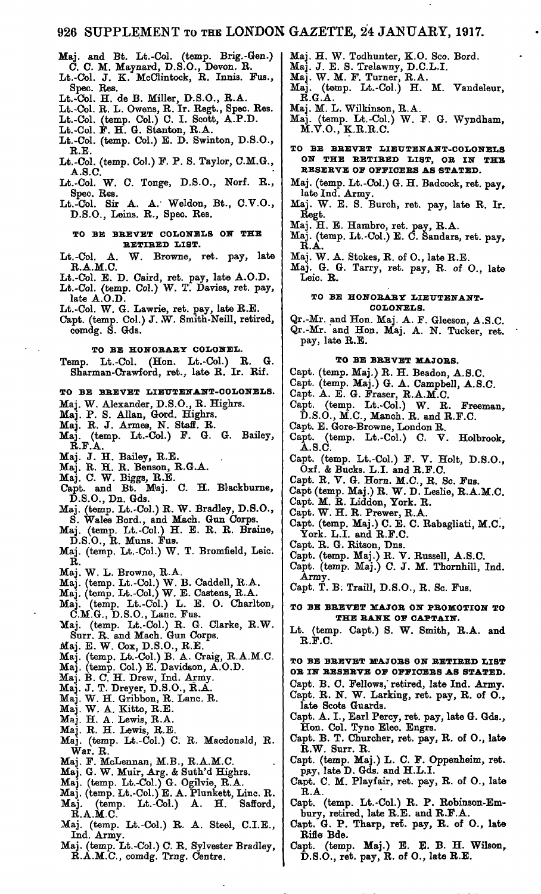Maj. and Bt. Lt.-Col. (temp. Brig.-Gen.) C. C. M. Maynard, D.S.O., Devon. R.
Lt.-Col. J. K. McClintock, R. Innis. Fus., Spec. Res.
Lt.-Col. H. de B. Miller, D.S.O., R.A.
Lt.-Col. R. L. Owens, R. Ir. Regt., Spec. Res.
Lt.-Col. (temp. Col.) C. I. Scott, A.P.D.
Lt.-Col. F. H. G. Stanton, R.A.
Lt.-Col. (temp. Col.) E. D. Swinton, D.S.O., R.E.
Lt.-Col. (temp. Col.) F. P. S. Taylor, C.M.G., A.S.C.
Lt.-Col. W. C. Tonge, D.S.O., Norf. R., Spec. Res.
Lt.-Col. Sir A. A. Weldon, Bt., C.V.O., D.S.O., Leins. R., Spec. Res.

### TO BE BREVET COLONELS ON THE RETIRED LIST.

Lt.-Col. A. W. Browne, ret. pay, late R.A.M.C.
Lt.-Col. E. D. Caird, ret. pay, late A.O.D.
Lt.-Col. (temp. Col.) W. T. Davies, ret. pay, late A.O.D.
Lt.-Col. W. G. Lawrie, ret. pay, late R.E.
Capt. (temp. Col.) J. W. Smith-Neill, retired, comdg. S. Gds.

### TO BE HONORARY COLONEL.

Temp. Lt.-Col. (Hon. Lt.-Col.) R. G. Sharman-Crawford, ret., late R. Ir. Rif.

### TO BE BREVET LIEUTENANT-COLONELS.

Maj. W. Alexander, D.S.O., R. Highrs.
Maj. P. S. Allan, Gord. Highrs.
Maj. R. J. Armes, N. Staff. R.
Maj. (temp. Lt.-Col.) F. G. G. Bailey, R.F.A.
Maj. J. H. Bailey, R.E.
Maj. R. H. R. Benson, R.G.A.
Maj. C. W. Biggs, R.E.
Capt. and Bt. Maj. C. H. Blackburne, D.S.O., Dn. Gds.
Maj. (temp. Lt.-Col.) R. W. Bradley, D.S.O., S. Wales Bord., and Mach. Gun Corps.
Maj. (temp. Lt.-Col.) H. E. R. R. Braine, D.S.O., R. Muns. Fus.
Maj. (temp. Lt.-Col.) W. T. Bromfield, Leic. R.
Maj. W. L. Browne, R.A.
Maj. (temp. Lt.-Col.) W. B. Caddell, R.A.
Maj. (temp. Lt.-Col.) W. E. Castens, R.A.
Maj. (temp. Lt.-Col.) L. E. O. Charlton, C.M.G., D.S.O., Lanc. Fus.
Maj. (temp. Lt.-Col.) R. G. Clarke, R.W. Surr. R. and Mach. Gun Corps.
Maj. E. W. Cox, D.S.O., R.E.
Maj. (temp. Lt.-Col.) B. A. Craig, R.A.M.C.
Maj. (temp. Col.) E. Davidson, A.O.D.
Maj. B. C. H. Drew, Ind. Army.
Maj. J. T. Dreyer, D.S.O., R.A.
Maj. W. H. Gribbon, R. Lanc. R.
Maj. W. A. Kitto, R.E.
Maj. H. A. Lewis, R.A.
Maj. R. H. Lewis, R.E.
Maj. (temp. Lt.-Col.) C. R. Macdonald, R. War. R.
Maj. F. McLennan, M.B., R.A.M.C.
Maj. G. W. Muir, Arg. & Suth'd Highrs.
Maj. (temp. Lt.-Col.) G. Ogilvie, R.A.
Maj. (temp. Lt.-Col.) E. A. Plunkett, Linc. R.
Maj. (temp. Lt.-Col.) A. H. Safford, R.A.M.C.
Maj. (temp. Lt.-Col.) R. A. Steel, C.I.E., Ind. Army.
Maj. (temp. Lt.-Col.) C. R. Sylvester Bradley, R.A.M.C., comdg. Trng. Centre.
Maj. H. W. Todhunter, K.O. Sco. Bord.
Maj. J. E. S. Trelawny, D.C.L.I.
Maj. W. M. F. Turner, R.A.
Maj. (temp. Lt.-Col.) H. M. Vandeleur, R.G.A.
Maj. M. L. Wilkinson, R.A.
Maj. (temp. Lt.-Col.) W. F. G. Wyndham, M.V.O., K.R.R.C.

### TO BE BREVET LIEUTENANT-COLONELS ON THE RETIRED LIST, OR IN THE RESERVE OF OFFICERS AS STATED.

Maj. (temp. Lt.-Col.) G. H. Badcock, ret. pay, late Ind. Army.
Maj. W. E. S. Burch, ret. pay, late R. Ir. Regt.
Maj. H. E. Hambro, ret. pay, R.A.
Maj. (temp. Lt.-Col.) E. C. Sandars, ret. pay, R.A.
Maj. W. A. Stokes, R. of O., late R.E.
Maj. G. G. Tarry, ret. pay, R. of O., late Leic. R.

### TO BE HONORARY LIEUTENANT-COLONELS.

Qr.-Mr. and Hon. Maj. A. F. Gleeson, A.S.C.
Qr.-Mr. and Hon. Maj. A. N. Tucker, ret. pay, late R.E.

### TO BE BREVET MAJORS.

Capt. (temp. Maj.) R. H. Beadon, A.S.C.
Capt. (temp. Maj.) G. A. Campbell, A.S.C.
Capt. A. E. G. Fraser, R.A.M.C.
Capt. (temp. Lt.-Col.) W. R. Freeman, D.S.O., M.C., Manch. R. and R.F.C.
Capt. E. Gore-Browne, London R.
Capt. (temp. Lt.-Col.) C. V. Holbrook, A.S.C.
Capt. (temp. Lt.-Col.) F. V. Holt, D.S.O., Oxf. & Bucks. L.I. and R.F.C.
Capt. R. V. G. Horn. M.C., R. Sc. Fus.
Capt (temp. Maj.) R. W. D. Leslie, R.A.M.C.
Capt. M. R. Liddon, York. R.
Capt. W. H. R. Prewer, R.A.
Capt. (temp. Maj.) C. E. C. Rabagliati, M.C., York. L.I. and R.F.C.
Capt. R. G. Ritson, Dns.
Capt. (temp. Maj.) R. V. Russell, A.S.C.
Capt. (temp. Maj.) C. J. M. Thornhill, Ind. Army.
Capt. T. B. Traill, D.S.O., R. Sc. Fus.

### TO BE BREVET MAJOR ON PROMOTION TO THE RANK OF CAPTAIN.

Lt. (temp. Capt.) S. W. Smith, R.A. and R.F.C.

### TO BE BREVET MAJORS ON RETIRED LIST OR IN RESERVE OF OFFICERS AS STATED.

Capt. B. C. Fellows, retired, late Ind. Army.
Capt. R. N. W. Larking, ret. pay, R. of O., late Scots Guards.
Capt. A. I., Earl Percy, ret. pay, late G. Gds., Hon. Col. Tyne Elec. Engrs.
Capt. B. T. Churcher, ret. pay, R. of O., late R.W. Surr. R.
Capt. (temp. Maj.) L. C. F. Oppenheim, ret. pay, late D. Gds. and H.L.I.
Capt. C. M. Playfair, ret. pay, R. of O., late R.A.
Capt. (temp. Lt.-Col.) R. P. Robinson-Embury, retired, late R.E. and R.F.A.
Capt. G. P. Tharp, ret. pay, R. of O., late Rifle Bde.
Capt. (temp. Maj.) E. E. B. H. Wilson, D.S.O., ret. pay, R. of O., late R.E.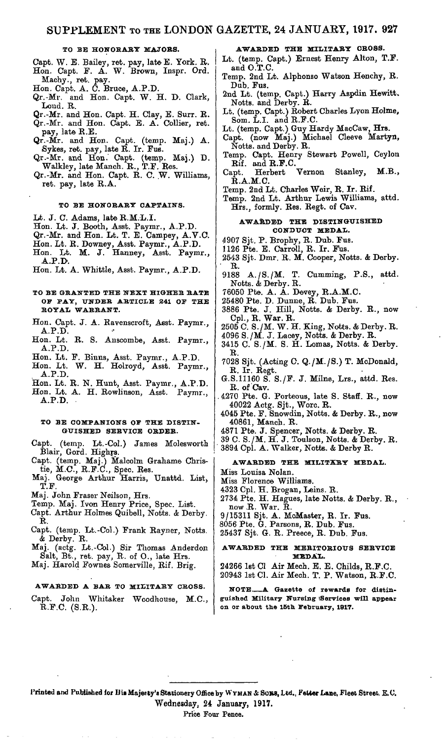### TO BE HONORARY MAJORS.

Capt. W. E. Bailey, ret. pay, late E. York. R.
Hon. Capt. F. A. W. Brown, Inspr. Ord. Machy., ret. pay.
Hon. Capt. A. C. Bruce, A.P.D.
Qr.-Mr. and Hon. Capt. W. H. D. Clark, Lond. R.
Qr.-Mr. and Hon. Capt. H. Clay, E. Surr. R.
Qr.-Mr. and Hon. Capt. E. A. Collier, ret. pay, late R.E.
Qr.-Mr. and Hon. Capt. (temp. Maj.) A. Sykes, ret. pay, late R. Ir. Fus.
Qr.-Mr. and Hon. Capt. (temp. Maj.) D. Walkley, late Manch. R., T.F. Res.
Qr.-Mr. and Hon. Capt. R. C. W. Williams, ret. pay, late R.A.

### TO BE HONORARY CAPTAINS.

Lt. J. C. Adams, late R.M.L.I.
Hon. Lt. J. Booth, Asst. Paymr., A.P.D.
Qr.-Mr. and Hon. Lt. T. E. Campey, A.V.C.
Hon. Lt. R. Downey, Asst. Paymr., A.P.D.
Hon. Lt. M. J. Hanney, Asst. Paymr., A.P.D.
Hon. Lt. A. Whittle, Asst. Paymr., A.P.D.

### TO BE GRANTED THE NEXT HIGHER RATE OF PAY, UNDER ARTICLE 241 OF THE ROYAL WARRANT.

Hon. Capt. J. A. Ravenscroft, Asst. Paymr., A.P.D.
Hon. Lt. R. S. Anscombe, Asst. Paymr., A.P.D.
Hon. Lt. F. Binns, Asst. Paymr., A.P.D.
Hon. Lt. W. H. Holroyd, Asst. Paymr., A.P.D.
Hon. Lt. R. N. Hunt, Asst. Paymr., A.P.D.
Hon. Lt. A. H. Rowlinson, Asst. Paymr., A.P.D.

### TO BE COMPANIONS OF THE DISTINGUISHED SERVICE ORDER.

Capt. (temp. Lt.-Col.) James Molesworth Blair, Gord. Highrs.
Capt. (temp. Maj.) Malcolm Grahame Christie, M.C., R.F.C., Spec. Res.
Maj. George Arthur Harris, Unattd. List, T.F.
Maj. John Fraser Neilson, Hrs.
Temp. Maj. Ivon Henry Price, Spec. List.
Capt. Arthur Holmes Quibell, Notts. & Derby. R.
Capt. (temp. Lt.-Col.) Frank Rayner, Notts. & Derby. R.
Maj. (actg. Lt.-Col.) Sir Thomas Anderdon Salt, Bt., ret. pay, R. of O., late Hrs.
Maj. Harold Fownes Somerville, Rif. Brig.

### AWARDED A BAR TO MILITARY CROSS.

Capt. John Whitaker Woodhouse, M.C., R.F.C. (S.R.).

### AWARDED THE MILITARY CROSS.

Lt. (temp. Capt.) Ernest Henry Alton, T.F. and O.T.C.
Temp. 2nd Lt. Alphonso Watson Henchy, R. Dub. Fus.
2nd Lt. (temp. Capt.) Harry Aspdin Hewitt, Notts. and Derby. R.
Lt. (temp. Capt.) Robert Charles Lyon Holme, Som. L.I. and R.F.C.
Lt. (temp. Capt.) Guy Hardy MacCaw, Hrs.
Capt. (now Maj.) Michael Cleeve Martyn, Notts. and Derby. R.
Temp. Capt. Henry Stewart Powell, Ceylon Rif. and R.F.C.
Capt. Herbert Vernon Stanley, M.B., R.A.M.C.
Temp. 2nd Lt. Charles Weir, R. Ir. Rif.
Temp. 2nd Lt. Arthur Lewis Williams, attd. Hrs., formly. Res. Regt. of Cav.

### AWARDED THE DISTINGUISHED CONDUCT MEDAL.

4907 Sjt. P. Brophy, R. Dub. Fus.
1126 Pte. E. Carroll, R. Ir. Fus.
2543 Sjt. Dmr. R. M. Cooper, Notts. & Derby. R.
9188 A./S./M. T. Cumming, P.S., attd. Notts. & Derby. R.
76050 Pte. A. A. Devey, R.A.M.C.
25480 Pte. D. Dunne, R. Dub. Fus.
3886 Pte. J. Hill, Notts. & Derby. R., now Cpl., R. War. R.
2505 C. S./M. W. H. King, Notts. & Derby. R.
4096 S./M. J. Lacey, Notts. & Derby. R.
3415 C. S./M. S. H. Lomas, Notts. & Derby. R.
7028 Sjt. (Acting C. Q./M./S.) T. McDonald, R. Ir. Regt.
G.S.11160 S. S./F. J. Milne, Lrs., attd. Res. R. of Cav.
4270 Pte. G. Porteous, late S. Staff. R., now 40022 Actg. Sjt., Worc. R.
4045 Pte. F. Snowdin, Notts. & Derby. R., now 40861, Manch. R.
4871 Pte. J. Spencer, Notts. & Derby. R.
39 C. S./M. H. J. Toulson, Notts. & Derby. R.
3894 Cpl. A. Walker, Notts. & Derby R.

### AWARDED THE MILITARY MEDAL.

Miss Louisa Nolan.
Miss Florence Williams.
4323 Cpl. H. Brogan, Leins. R.
2734 Pte. H. Hagues, late Notts. & Derby. R., now R. War. R.
9/15311 Sjt. A. McMaster, R. Ir. Fus.
8056 Pte. G. Parsons, R. Dub. Fus.
25437 Sjt. G. R. Preece, R. Dub. Fus.

### AWARDED THE MERITORIOUS SERVICE MEDAL.

24266 1st Cl Air Mech. E. E. Childs, R.F.C.
20943 1st Cl. Air Mech. T. P. Watson, R.F.C.

**NOTE.—A Gazette of rewards for distinguished Military Nursing Services will appear on or about the 15th February, 1917.**

---

Printed and Published for His Majesty's Stationery Office by WYMAN & SONS, Ltd., Fetter Lane, Fleet Street, E.C.
Wednesday, 24 January, 1917.
Price Four Pence.